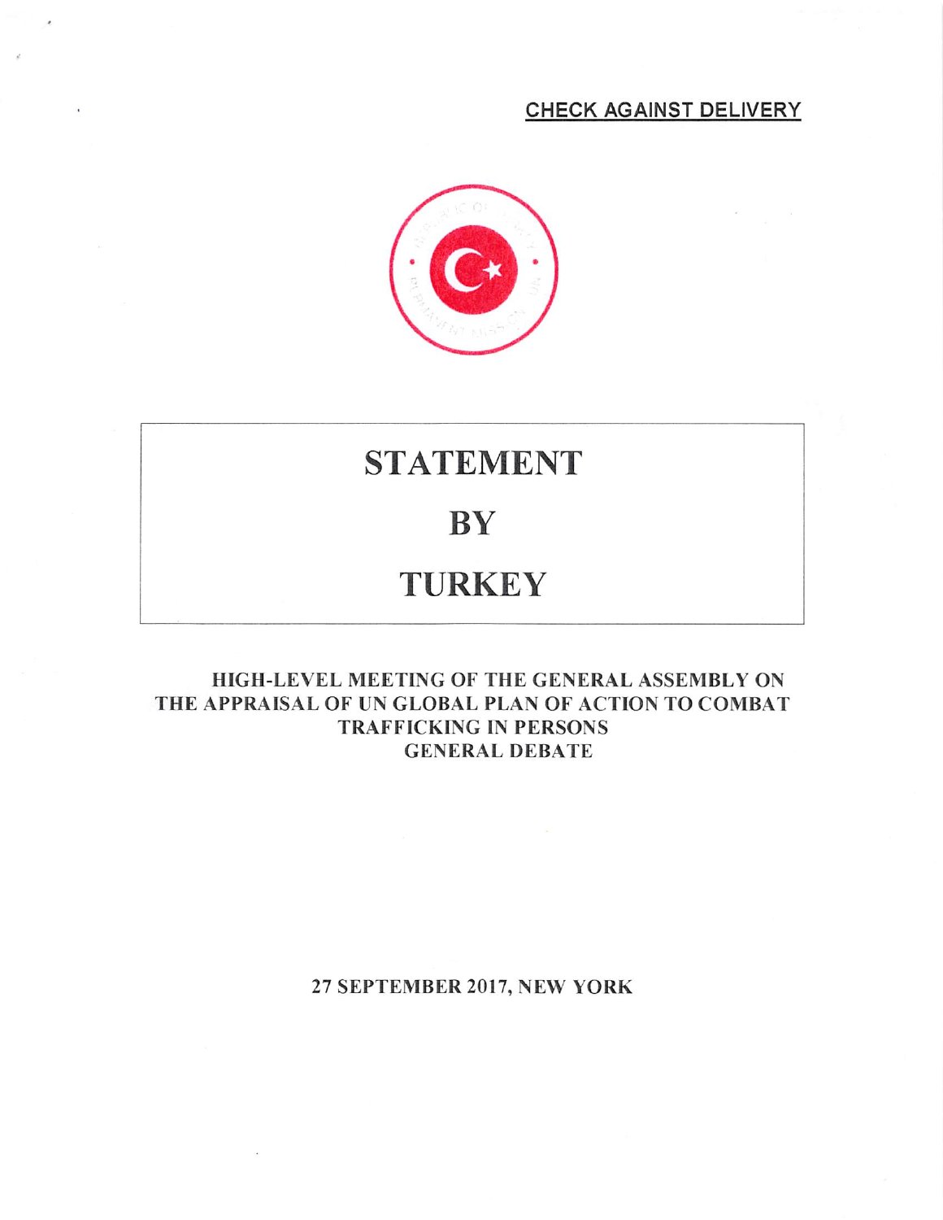**CHECK AGAINST DELIVERY**

# STATEMENT

# BY

# TURKEY

**HIGH-LEVEL MEETING OF THE GENERAL ASSEMBLY ON THE APPRAISAL OF UN GLOBAL PLAN OF ACTION TO COMBAT TRAFFICKING IN PERSONS GENERAL DEBATE**

**27 SEPTEMBER 2017, NEW YORK**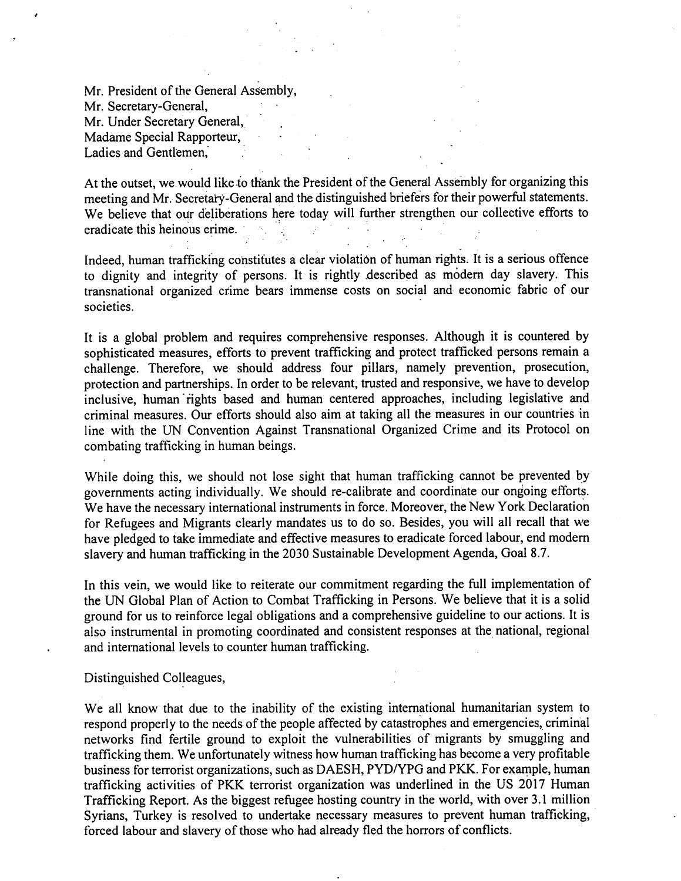Mr. President of the General Assembly,
Mr. Secretary-General,
Mr. Under Secretary General,
Madame Special Rapporteur,
Ladies and Gentlemen,

At the outset, we would like to thank the President of the General Assembly for organizing this meeting and Mr. Secretary-General and the distinguished briefers for their powerful statements. We believe that our deliberations here today will further strengthen our collective efforts to eradicate this heinous crime.

Indeed, human trafficking constitutes a clear violation of human rights. It is a serious offence to dignity and integrity of persons. It is rightly described as modern day slavery. This transnational organized crime bears immense costs on social and economic fabric of our societies.

It is a global problem and requires comprehensive responses. Although it is countered by sophisticated measures, efforts to prevent trafficking and protect trafficked persons remain a challenge. Therefore, we should address four pillars, namely prevention, prosecution, protection and partnerships. In order to be relevant, trusted and responsive, we have to develop inclusive, human rights based and human centered approaches, including legislative and criminal measures. Our efforts should also aim at taking all the measures in our countries in line with the UN Convention Against Transnational Organized Crime and its Protocol on combating trafficking in human beings.

While doing this, we should not lose sight that human trafficking cannot be prevented by governments acting individually. We should re-calibrate and coordinate our ongoing efforts. We have the necessary international instruments in force. Moreover, the New York Declaration for Refugees and Migrants clearly mandates us to do so. Besides, you will all recall that we have pledged to take immediate and effective measures to eradicate forced labour, end modern slavery and human trafficking in the 2030 Sustainable Development Agenda, Goal 8.7.

In this vein, we would like to reiterate our commitment regarding the full implementation of the UN Global Plan of Action to Combat Trafficking in Persons. We believe that it is a solid ground for us to reinforce legal obligations and a comprehensive guideline to our actions. It is also instrumental in promoting coordinated and consistent responses at the national, regional and international levels to counter human trafficking.

Distinguished Colleagues,

We all know that due to the inability of the existing international humanitarian system to respond properly to the needs of the people affected by catastrophes and emergencies, criminal networks find fertile ground to exploit the vulnerabilities of migrants by smuggling and trafficking them. We unfortunately witness how human trafficking has become a very profitable business for terrorist organizations, such as DAESH, PYD/YPG and PKK. For example, human trafficking activities of PKK terrorist organization was underlined in the US 2017 Human Trafficking Report. As the biggest refugee hosting country in the world, with over 3.1 million Syrians, Turkey is resolved to undertake necessary measures to prevent human trafficking, forced labour and slavery of those who had already fled the horrors of conflicts.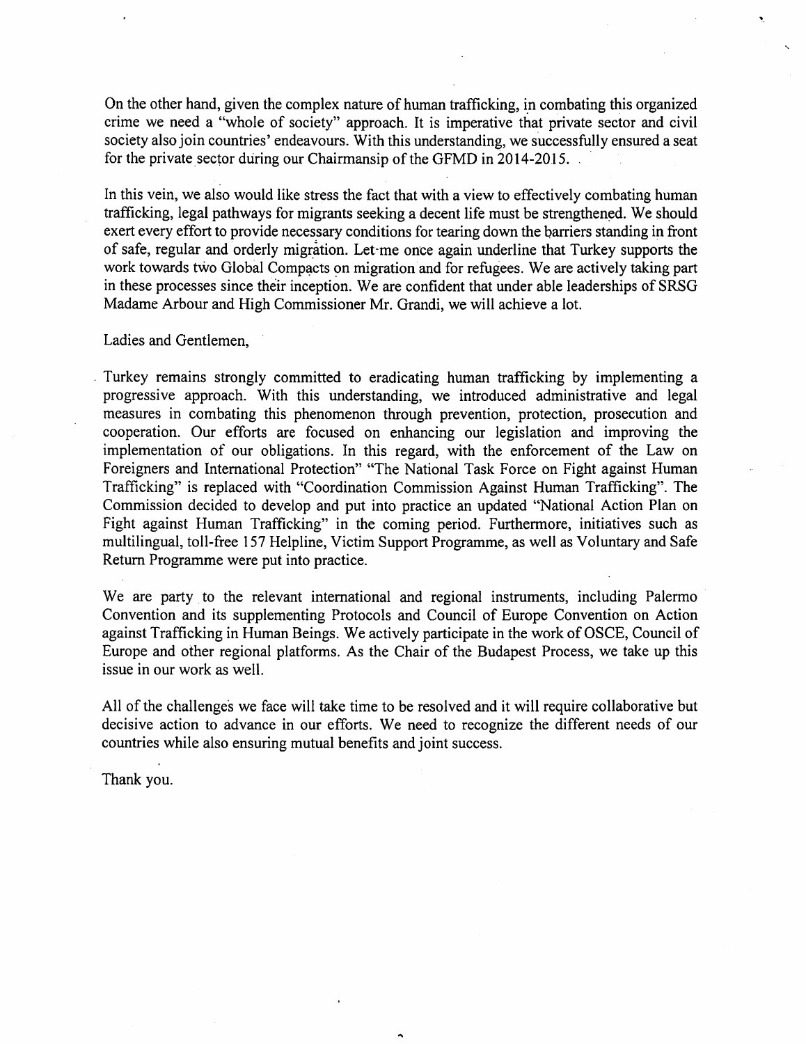On the other hand, given the complex nature of human trafficking, in combating this organized crime we need a "whole of society" approach. It is imperative that private sector and civil society also join countries' endeavours. With this understanding, we successfully ensured a seat for the private sector during our Chairmansip of the GFMD in 2014-2015.

In this vein, we also would like stress the fact that with a view to effectively combating human trafficking, legal pathways for migrants seeking a decent life must be strengthened. We should exert every effort to provide necessary conditions for tearing down the barriers standing in front of safe, regular and orderly migration. Let me once again underline that Turkey supports the work towards two Global Compacts on migration and for refugees. We are actively taking part in these processes since their inception. We are confident that under able leaderships of SRSG Madame Arbour and High Commissioner Mr. Grandi, we will achieve a lot.

Ladies and Gentlemen,

Turkey remains strongly committed to eradicating human trafficking by implementing a progressive approach. With this understanding, we introduced administrative and legal measures in combating this phenomenon through prevention, protection, prosecution and cooperation. Our efforts are focused on enhancing our legislation and improving the implementation of our obligations. In this regard, with the enforcement of the Law on Foreigners and International Protection" "The National Task Force on Fight against Human Trafficking" is replaced with "Coordination Commission Against Human Trafficking". The Commission decided to develop and put into practice an updated "National Action Plan on Fight against Human Trafficking" in the coming period. Furthermore, initiatives such as multilingual, toll-free 157 Helpline, Victim Support Programme, as well as Voluntary and Safe Return Programme were put into practice.

We are party to the relevant international and regional instruments, including Palermo Convention and its supplementing Protocols and Council of Europe Convention on Action against Trafficking in Human Beings. We actively participate in the work of OSCE, Council of Europe and other regional platforms. As the Chair of the Budapest Process, we take up this issue in our work as well.

All of the challenges we face will take time to be resolved and it will require collaborative but decisive action to advance in our efforts. We need to recognize the different needs of our countries while also ensuring mutual benefits and joint success.

Thank you.